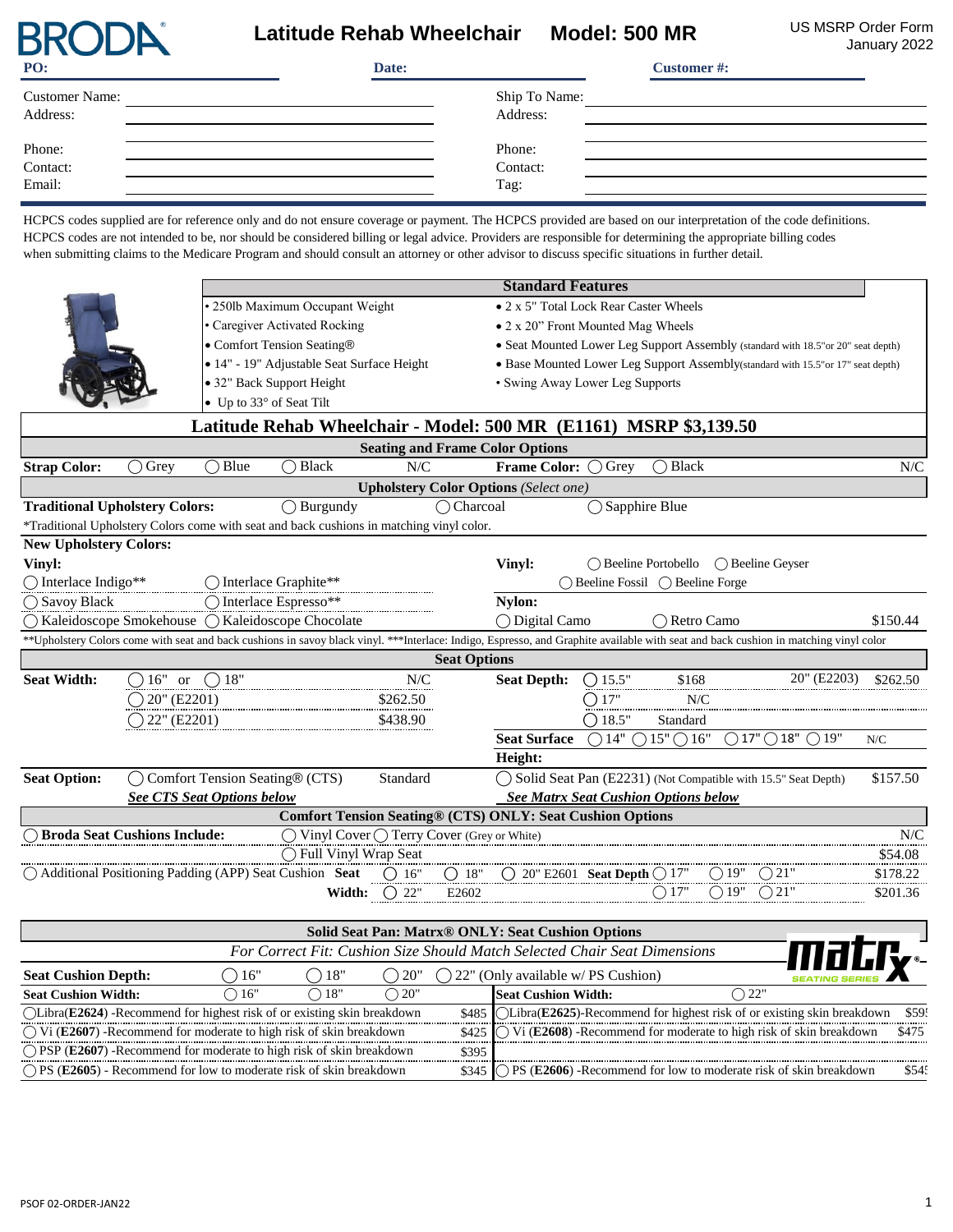# BRODA — Latitude Rehab Wheelchair Model: 500 MR

US MSRP Order Form
January 2022

| PO: | Date: | Customer #: |
|---|---|---|
| | | |

| | | | |
|---|---|---|---|
| Customer Name: | | Ship To Name: | |
| Address: | | Address: | |
| Phone: | | Phone: | |
| Contact: | | Contact: | |
| Email: | | Tag: | |

HCPCS codes supplied are for reference only and do not ensure coverage or payment. The HCPCS provided are based on our interpretation of the code definitions. HCPCS codes are not intended to be, nor should be considered billing or legal advice. Providers are responsible for determining the appropriate billing codes when submitting claims to the Medicare Program and should consult an attorney or other advisor to discuss specific situations in further detail.

## Standard Features

- 250lb Maximum Occupant Weight
- Caregiver Activated Rocking
- Comfort Tension Seating®
- 14" - 19" Adjustable Seat Surface Height
- 32" Back Support Height
- Up to 33° of Seat Tilt
- 2 x 5" Total Lock Rear Caster Wheels
- 2 x 20" Front Mounted Mag Wheels
- Seat Mounted Lower Leg Support Assembly (standard with 18.5" or 20" seat depth)
- Base Mounted Lower Leg Support Assembly (standard with 15.5" or 17" seat depth)
- Swing Away Lower Leg Supports

## Latitude Rehab Wheelchair - Model: 500 MR (E1161) MSRP $3,139.50

### Seating and Frame Color Options

**Strap Color:** ◯ Grey ◯ Blue ◯ Black — N/C
**Frame Color:** ◯ Grey ◯ Black — N/C

### Upholstery Color Options *(Select one)*

**Traditional Upholstery Colors:** ◯ Burgundy ◯ Charcoal ◯ Sapphire Blue

*Traditional Upholstery Colors come with seat and back cushions in matching vinyl color.

**New Upholstery Colors:**

**Vinyl:**
- ◯ Interlace Indigo** ◯ Interlace Graphite**
- ◯ Savoy Black ◯ Interlace Espresso**
- ◯ Kaleidoscope Smokehouse ◯ Kaleidoscope Chocolate

**Vinyl:** ◯ Beeline Portobello ◯ Beeline Geyser ◯ Beeline Fossil ◯ Beeline Forge

**Nylon:** ◯ Digital Camo ◯ Retro Camo — $150.44

**Upholstery Colors come with seat and back cushions in savoy black vinyl. ***Interlace: Indigo, Espresso, and Graphite available with seat and back cushion in matching vinyl color

### Seat Options

| Seat Width: | | Seat Depth: | |
|---|---|---|---|
| ◯ 16" or ◯ 18" | N/C | ◯ 15.5" | $168 |
| ◯ 20" (E2201) | $262.50 | ◯ 17" | N/C |
| ◯ 22" (E2201) | $438.90 | ◯ 18.5" | Standard |
| | | 20" (E2203) | $262.50 |

**Seat Surface Height:** ◯ 14" ◯ 15" ◯ 16" ◯ 17" ◯ 18" ◯ 19" — N/C

**Seat Option:** ◯ Comfort Tension Seating® (CTS) — Standard — *See CTS Seat Options below*
◯ Solid Seat Pan (E2231) (Not Compatible with 15.5" Seat Depth) — $157.50 — *See Matrx Seat Cushion Options below*

### Comfort Tension Seating® (CTS) ONLY: Seat Cushion Options

| Option | | Price |
|---|---|---|
| ◯ **Broda Seat Cushions Include:** | ◯ Vinyl Cover ◯ Terry Cover (Grey or White) | N/C |
| | ◯ Full Vinyl Wrap Seat | $54.08 |
| ◯ Additional Positioning Padding (APP) Seat Cushion — Seat Width: ◯ 16" ◯ 18" ◯ 20" E2601 | Seat Depth ◯ 17" ◯ 19" ◯ 21" | $178.22 |
| Seat Width: ◯ 22" E2602 | Seat Depth ◯ 17" ◯ 19" ◯ 21" | $201.36 |

### Solid Seat Pan: Matrx® ONLY: Seat Cushion Options

*For Correct Fit: Cushion Size Should Match Selected Chair Seat Dimensions*

**Seat Cushion Depth:** ◯ 16" ◯ 18" ◯ 20" ◯ 22" (Only available w/ PS Cushion)

| **Seat Cushion Width:** ◯ 16" ◯ 18" ◯ 20" | Price | **Seat Cushion Width:** ◯ 22" | Price |
|---|---|---|---|
| ◯ Libra (**E2624**) - Recommend for highest risk of or existing skin breakdown | $485 | ◯ Libra (**E2625**) - Recommend for highest risk of or existing skin breakdown | $59 |
| ◯ Vi (**E2607**) - Recommend for moderate to high risk of skin breakdown | $425 | ◯ Vi (**E2608**) - Recommend for moderate to high risk of skin breakdown | $475 |
| ◯ PSP (**E2607**) - Recommend for moderate to high risk of skin breakdown | $395 | | |
| ◯ PS (**E2605**) - Recommend for low to moderate risk of skin breakdown | $345 | ◯ PS (**E2606**) - Recommend for low to moderate risk of skin breakdown | $54 |

PSOF 02-ORDER-JAN22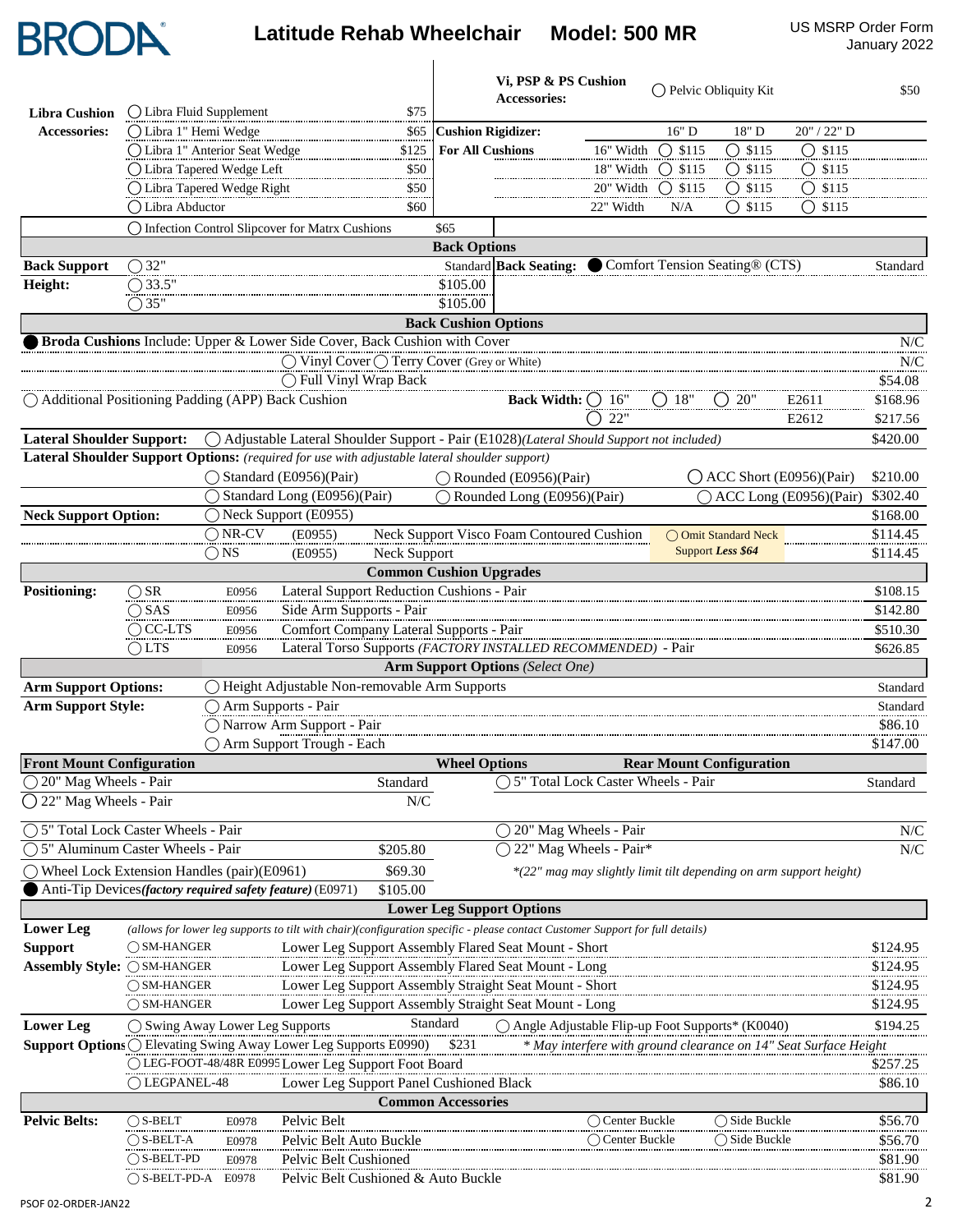# BRODA® Latitude Rehab Wheelchair Model: 500 MR

US MSRP Order Form
January 2022

| Libra Cushion Accessories: | | |
|---|---|---|
| | ◯ Libra Fluid Supplement | $75 |
| | ◯ Libra 1" Hemi Wedge | $65 |
| | ◯ Libra 1" Anterior Seat Wedge | $125 |
| | ◯ Libra Tapered Wedge Left | $50 |
| | ◯ Libra Tapered Wedge Right | $50 |
| | ◯ Libra Abductor | $60 |
| | ◯ Infection Control Slipcover for Matrx Cushions | $65 |

| Vi, PSP & PS Cushion Accessories: | ◯ Pelvic Obliquity Kit | | | $50 |
|---|---|---|---|---|

| Cushion Rigidizer: For All Cushions | | 16" D | 18" D | 20" / 22" D |
|---|---|---|---|---|
| | 16" Width | ◯ $115 | ◯ $115 | ◯ $115 |
| | 18" Width | ◯ $115 | ◯ $115 | ◯ $115 |
| | 20" Width | ◯ $115 | ◯ $115 | ◯ $115 |
| | 22" Width | N/A | ◯ $115 | ◯ $115 |

## Back Options

| Back Support Height: | | |
|---|---|---|
| | ◯ 32" | Standard |
| | ◯ 33.5" | $105.00 |
| | ◯ 35" | $105.00 |

**Back Seating:** ● Comfort Tension Seating® (CTS) — Standard

## Back Cushion Options

| Option | | | Price |
|---|---|---|---|
| ● **Broda Cushions** Include: Upper & Lower Side Cover, Back Cushion with Cover | | | N/C |
| ◯ Vinyl Cover ◯ Terry Cover (Grey or White) | | | N/C |
| ◯ Full Vinyl Wrap Back | | | $54.08 |
| ◯ Additional Positioning Padding (APP) Back Cushion | Back Width: ◯ 16" ◯ 18" ◯ 20" | E2611 | $168.96 |
| | ◯ 22" | E2612 | $217.56 |

**Lateral Shoulder Support:** ◯ Adjustable Lateral Shoulder Support - Pair (E1028) *(Lateral Should Support not included)* — $420.00

**Lateral Shoulder Support Options:** *(required for use with adjustable lateral shoulder support)*

| | | | Price |
|---|---|---|---|
| ◯ Standard (E0956)(Pair) | ◯ Rounded (E0956)(Pair) | ◯ ACC Short (E0956)(Pair) | $210.00 |
| ◯ Standard Long (E0956)(Pair) | ◯ Rounded Long (E0956)(Pair) | ◯ ACC Long (E0956)(Pair) | $302.40 |

| Neck Support Option: | | | | |
|---|---|---|---|---|
| ◯ Neck Support (E0955) | | | | $168.00 |
| ◯ NR-CV | (E0955) | Neck Support Visco Foam Contoured Cushion | ◯ Omit Standard Neck Support *Less $64* | $114.45 |
| ◯ NS | (E0955) | Neck Support | | $114.45 |

## Common Cushion Upgrades

| Positioning: | Code | Description | Price |
|---|---|---|---|
| ◯ SR | E0956 | Lateral Support Reduction Cushions - Pair | $108.15 |
| ◯ SAS | E0956 | Side Arm Supports - Pair | $142.80 |
| ◯ CC-LTS | E0956 | Comfort Company Lateral Supports - Pair | $510.30 |
| ◯ LTS | E0956 | Lateral Torso Supports *(FACTORY INSTALLED RECOMMENDED)* - Pair | $626.85 |

## Arm Support Options *(Select One)*

| | | Price |
|---|---|---|
| **Arm Support Options:** | ◯ Height Adjustable Non-removable Arm Supports | Standard |
| **Arm Support Style:** | ◯ Arm Supports - Pair | Standard |
| | ◯ Narrow Arm Support - Pair | $86.10 |
| | ◯ Arm Support Trough - Each | $147.00 |

## Wheel Options

| Front Mount Configuration | Price | Rear Mount Configuration | Price |
|---|---|---|---|
| ◯ 20" Mag Wheels - Pair | Standard | ◯ 5" Total Lock Caster Wheels - Pair | Standard |
| ◯ 22" Mag Wheels - Pair | N/C | | |
| ◯ 5" Total Lock Caster Wheels - Pair | | ◯ 20" Mag Wheels - Pair | N/C |
| ◯ 5" Aluminum Caster Wheels - Pair | $205.80 | ◯ 22" Mag Wheels - Pair* | N/C |
| ◯ Wheel Lock Extension Handles (pair)(E0961) | $69.30 | *\*(22" mag may slightly limit tilt depending on arm support height)* | |
| ● Anti-Tip Devices *(factory required safety feature)* (E0971) | $105.00 | | |

## Lower Leg Support Options

**Lower Leg Support Assembly Style:** *(allows for lower leg supports to tilt with chair)(configuration specific - please contact Customer Support for full details)*

| | Description | Price |
|---|---|---|
| ◯ SM-HANGER | Lower Leg Support Assembly Flared Seat Mount - Short | $124.95 |
| ◯ SM-HANGER | Lower Leg Support Assembly Flared Seat Mount - Long | $124.95 |
| ◯ SM-HANGER | Lower Leg Support Assembly Straight Seat Mount - Short | $124.95 |
| ◯ SM-HANGER | Lower Leg Support Assembly Straight Seat Mount - Long | $124.95 |

**Lower Leg Support Options**

| | Price | | Price |
|---|---|---|---|
| ◯ Swing Away Lower Leg Supports | Standard | ◯ Angle Adjustable Flip-up Foot Supports* (K0040) | $194.25 |
| ◯ Elevating Swing Away Lower Leg Supports E0990) | $231 | *\* May interfere with ground clearance on 14" Seat Surface Height* | |
| ◯ LEG-FOOT-48/48R E0995 Lower Leg Support Foot Board | | | $257.25 |
| ◯ LEGPANEL-48 Lower Leg Support Panel Cushioned Black | | | $86.10 |

## Common Accessories

| Pelvic Belts: | Code | Description | | | Price |
|---|---|---|---|---|---|
| ◯ S-BELT | E0978 | Pelvic Belt | ◯ Center Buckle | ◯ Side Buckle | $56.70 |
| ◯ S-BELT-A | E0978 | Pelvic Belt Auto Buckle | ◯ Center Buckle | ◯ Side Buckle | $56.70 |
| ◯ S-BELT-PD | E0978 | Pelvic Belt Cushioned | | | $81.90 |
| ◯ S-BELT-PD-A | E0978 | Pelvic Belt Cushioned & Auto Buckle | | | $81.90 |

PSOF 02-ORDER-JAN22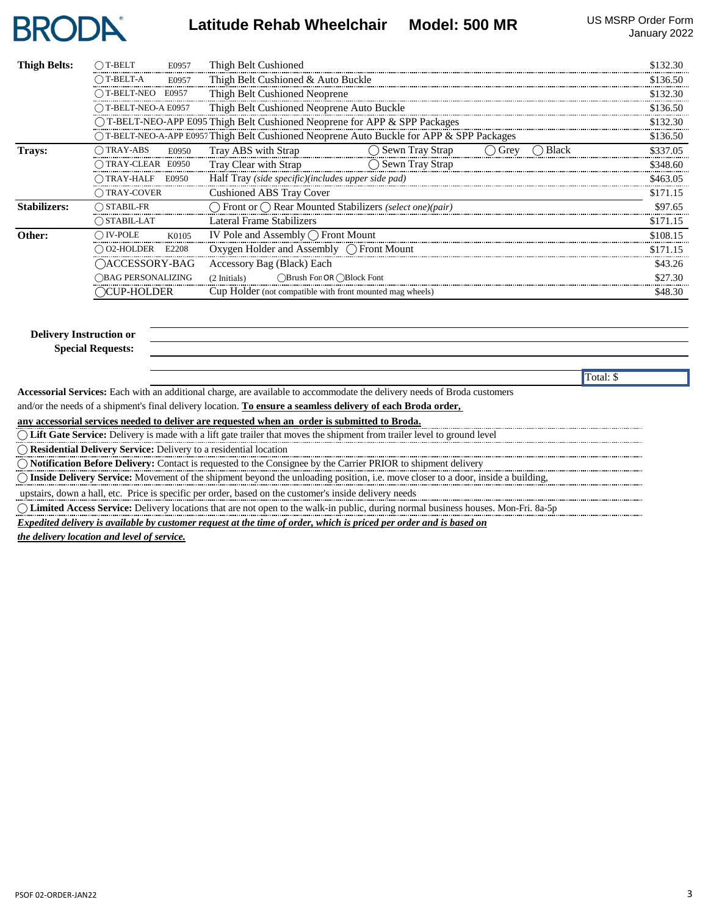BRODA® **Latitude Rehab Wheelchair** **Model: 500 MR**

US MSRP Order Form
January 2022

| | | | | |
|---|---|---|---|---|
| **Thigh Belts:** | ◯ T-BELT E0957 | Thigh Belt Cushioned | | $132.30 |
| | ◯ T-BELT-A E0957 | Thigh Belt Cushioned & Auto Buckle | | $136.50 |
| | ◯ T-BELT-NEO E0957 | Thigh Belt Cushioned Neoprene | | $132.30 |
| | ◯ T-BELT-NEO-A E0957 | Thigh Belt Cushioned Neoprene Auto Buckle | | $136.50 |
| | ◯ T-BELT-NEO-APP E095 | Thigh Belt Cushioned Neoprene for APP & SPP Packages | | $132.30 |
| | ◯ T-BELT-NEO-A-APP E0957 | Thigh Belt Cushioned Neoprene Auto Buckle for APP & SPP Packages | | $136.50 |
| **Trays:** | ◯ TRAY-ABS E0950 | Tray ABS with Strap | ◯ Sewn Tray Strap ◯ Grey ◯ Black | $337.05 |
| | ◯ TRAY-CLEAR E0950 | Tray Clear with Strap | ◯ Sewn Tray Strap | $348.60 |
| | ◯ TRAY-HALF E0950 | Half Tray *(side specific)(includes upper side pad)* | | $463.05 |
| | ◯ TRAY-COVER | Cushioned ABS Tray Cover | | $171.15 |
| **Stabilizers:** | ◯ STABIL-FR | ◯ Front or ◯ Rear Mounted Stabilizers *(select one)(pair)* | | $97.65 |
| | ◯ STABIL-LAT | Lateral Frame Stabilizers | | $171.15 |
| **Other:** | ◯ IV-POLE K0105 | IV Pole and Assembly ◯ Front Mount | | $108.15 |
| | ◯ O2-HOLDER E2208 | Oxygen Holder and Assembly ◯ Front Mount | | $171.15 |
| | ◯ ACCESSORY-BAG | Accessory Bag (Black) Each | | $43.26 |
| | ◯ BAG PERSONALIZING | (2 Initials) | ◯ Brush Fon OR ◯ Block Font | $27.30 |
| | ◯ CUP-HOLDER | Cup Holder (not compatible with front mounted mag wheels) | | $48.30 |

**Delivery Instruction or Special Requests:** ______________________________

Total: $

**Accessorial Services:** Each with an additional charge, are available to accommodate the delivery needs of Broda customers and/or the needs of a shipment's final delivery location. **To ensure a seamless delivery of each Broda order, any accessorial services needed to deliver are requested when an order is submitted to Broda.**

◯ **Lift Gate Service:** Delivery is made with a lift gate trailer that moves the shipment from trailer level to ground level

◯ **Residential Delivery Service:** Delivery to a residential location

◯ **Notification Before Delivery:** Contact is requested to the Consignee by the Carrier PRIOR to shipment delivery

◯ **Inside Delivery Service:** Movement of the shipment beyond the unloading position, i.e. move closer to a door, inside a building, upstairs, down a hall, etc. Price is specific per order, based on the customer's inside delivery needs

◯ **Limited Access Service:** Delivery locations that are not open to the walk-in public, during normal business houses. Mon-Fri. 8a-5p

***Expedited delivery is available by customer request at the time of order, which is priced per order and is based on the delivery location and level of service.***

PSOF 02-ORDER-JAN22